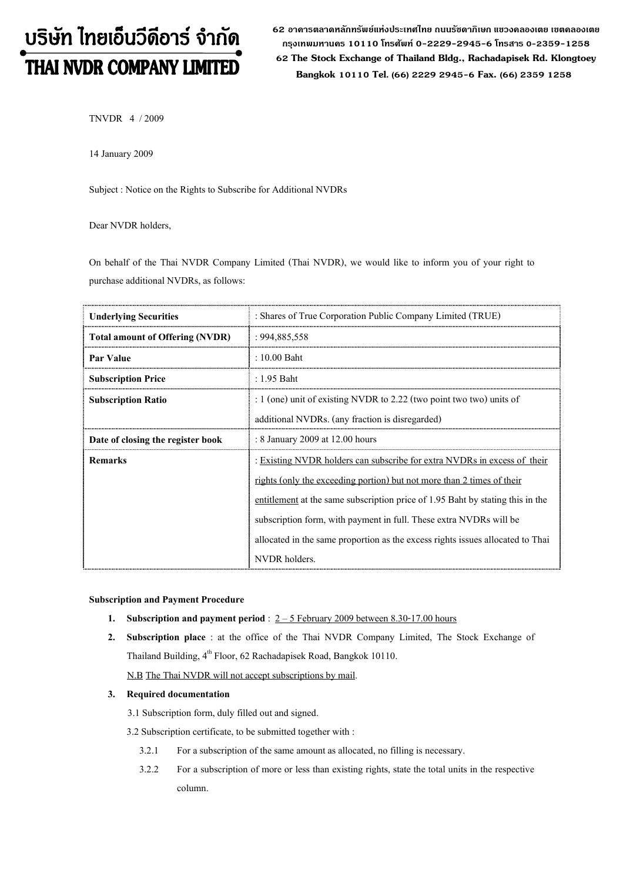# บริษัท ไทยเอ็นวีดีอาร์ จำกัด
# THAI NVDR COMPANY LIMITED

62 อาคารตลาดหลักทรัพย์แห่งประเทศไทย ถนนรัชดาภิเษก แขวงคลองเตย เขตคลองเตย กรุงเทพมหานคร 10110 โทรศัพท์ 0-2229-2945-6 โทรสาร 0-2359-1258
62 The Stock Exchange of Thailand Bldg., Rachadapisek Rd. Klongtoey Bangkok 10110 Tel. (66) 2229 2945-6 Fax. (66) 2359 1258

TNVDR 4 / 2009

14 January 2009

Subject : Notice on the Rights to Subscribe for Additional NVDRs

Dear NVDR holders,

On behalf of the Thai NVDR Company Limited (Thai NVDR), we would like to inform you of your right to purchase additional NVDRs, as follows:

| | |
|---|---|
| **Underlying Securities** | : Shares of True Corporation Public Company Limited (TRUE) |
| **Total amount of Offering (NVDR)** | : 994,885,558 |
| **Par Value** | : 10.00 Baht |
| **Subscription Price** | : 1.95 Baht |
| **Subscription Ratio** | : 1 (one) unit of existing NVDR to 2.22 (two point two two) units of additional NVDRs. (any fraction is disregarded) |
| **Date of closing the register book** | : 8 January 2009 at 12.00 hours |
| **Remarks** | : Existing NVDR holders can subscribe for extra NVDRs in excess of their rights (only the exceeding portion) but not more than 2 times of their entitlement at the same subscription price of 1.95 Baht by stating this in the subscription form, with payment in full. These extra NVDRs will be allocated in the same proportion as the excess rights issues allocated to Thai NVDR holders. |

**Subscription and Payment Procedure**

1. **Subscription and payment period** : 2 – 5 February 2009 between 8.30-17.00 hours
2. **Subscription place** : at the office of the Thai NVDR Company Limited, The Stock Exchange of Thailand Building, 4th Floor, 62 Rachadapisek Road, Bangkok 10110.

   N.B The Thai NVDR will not accept subscriptions by mail.
3. **Required documentation**

   3.1 Subscription form, duly filled out and signed.

   3.2 Subscription certificate, to be submitted together with :

   3.2.1 For a subscription of the same amount as allocated, no filling is necessary.

   3.2.2 For a subscription of more or less than existing rights, state the total units in the respective column.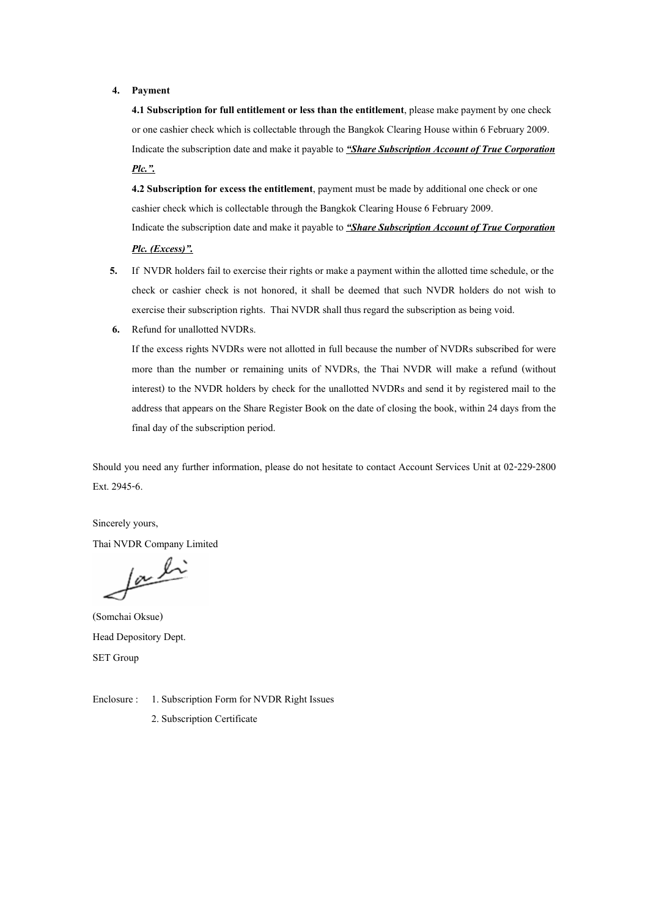4. **Payment**

   **4.1 Subscription for full entitlement or less than the entitlement**, please make payment by one check or one cashier check which is collectable through the Bangkok Clearing House within 6 February 2009. Indicate the subscription date and make it payable to ***"Share Subscription Account of True Corporation Plc."***.

   **4.2 Subscription for excess the entitlement**, payment must be made by additional one check or one cashier check which is collectable through the Bangkok Clearing House 6 February 2009. Indicate the subscription date and make it payable to ***"Share Subscription Account of True Corporation Plc. (Excess)"***.

5. If NVDR holders fail to exercise their rights or make a payment within the allotted time schedule, or the check or cashier check is not honored, it shall be deemed that such NVDR holders do not wish to exercise their subscription rights. Thai NVDR shall thus regard the subscription as being void.

6. Refund for unallotted NVDRs.

   If the excess rights NVDRs were not allotted in full because the number of NVDRs subscribed for were more than the number or remaining units of NVDRs, the Thai NVDR will make a refund (without interest) to the NVDR holders by check for the unallotted NVDRs and send it by registered mail to the address that appears on the Share Register Book on the date of closing the book, within 24 days from the final day of the subscription period.

Should you need any further information, please do not hesitate to contact Account Services Unit at 02-229-2800 Ext. 2945-6.

Sincerely yours,

Thai NVDR Company Limited

(Somchai Oksue)

Head Depository Dept.

SET Group

Enclosure : 1. Subscription Form for NVDR Right Issues

2. Subscription Certificate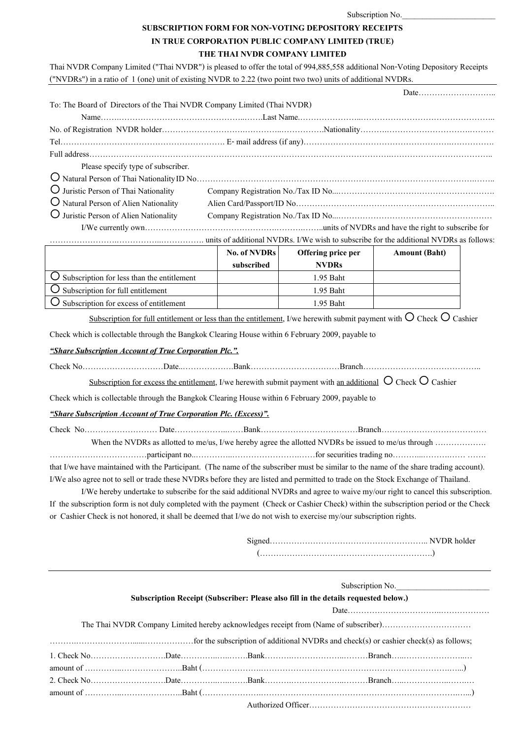Subscription No.______________________

**SUBSCRIPTION FORM FOR NON-VOTING DEPOSITORY RECEIPTS**
**IN TRUE CORPORATION PUBLIC COMPANY LIMITED (TRUE)**
**THE THAI NVDR COMPANY LIMITED**

Thai NVDR Company Limited ("Thai NVDR") is pleased to offer the total of 994,885,558 additional Non-Voting Depository Receipts ("NVDRs") in a ratio of 1 (one) unit of existing NVDR to 2.22 (two point two two) units of additional NVDRs.

Date………………………..

To: The Board of Directors of the Thai NVDR Company Limited (Thai NVDR)

Name……………………………………………….Last Name……………………………………………………………..

No. of Registration NVDR holder…………………………………………………………..Nationality………………………………………

Tel………………………………………………………. E- mail address (if any)…………………………………………………………….

Full address……………………………………………………………………………………………………………………………………..

Please specify type of subscriber.

○ Natural Person of Thai Nationality ID No…………………………………………………………………………………………………..

○ Juristic Person of Thai Nationality Company Registration No./Tax ID No...…………………………………………………….

○ Natural Person of Alien Nationality Alien Card/Passport/ID No……………………………………………………………………..

○ Juristic Person of Alien Nationality Company Registration No./Tax ID No...…………………………………………………

I/We currently own………………………………………………………………..units of NVDRs and have the right to subscribe for ………………………………………………. units of additional NVDRs. I/We wish to subscribe for the additional NVDRs as follows:

| | No. of NVDRs subscribed | Offering price per NVDRs | Amount (Baht) |
|---|---|---|---|
| ○ Subscription for less than the entitlement | | 1.95 Baht | |
| ○ Subscription for full entitlement | | 1.95 Baht | |
| ○ Subscription for excess of entitlement | | 1.95 Baht | |

Subscription for full entitlement or less than the entitlement, I/we herewith submit payment with ○ Check ○ Cashier Check which is collectable through the Bangkok Clearing House within 6 February 2009, payable to

***"Share Subscription Account of True Corporation Plc.".***

Check No…………………………Date..……………….Bank……………………………Branch……………………………………..

Subscription for excess the entitlement, I/we herewith submit payment with an additional ○ Check ○ Cashier Check which is collectable through the Bangkok Clearing House within 6 February 2009, payable to

***"Share Subscription Account of True Corporation Plc. (Excess)".***

Check No……………………… Date…………………..……Bank………………………………Branch…………………………………

When the NVDRs as allotted to me/us, I/we hereby agree the allotted NVDRs be issued to me/us through ………………. ………………………………participant no..…………..………………………..……for securities trading no………...……….…… ……. that I/we have maintained with the Participant. (The name of the subscriber must be similar to the name of the share trading account). I/We also agree not to sell or trade these NVDRs before they are listed and permitted to trade on the Stock Exchange of Thailand.

I/We hereby undertake to subscribe for the said additional NVDRs and agree to waive my/our right to cancel this subscription. If the subscription form is not duly completed with the payment (Check or Cashier Check) within the subscription period or the Check or Cashier Check is not honored, it shall be deemed that I/we do not wish to exercise my/our subscription rights.

Signed………………………………………………….. NVDR holder
(……………………………………………………….)

---

Subscription No.______________________

**Subscription Receipt (Subscriber: Please also fill in the details requested below.)**

Date……………………………..………………

The Thai NVDR Company Limited hereby acknowledges receipt from (Name of subscriber)……………………………

……….………………….....………………for the subscription of additional NVDRs and check(s) or cashier check(s) as follows;

1. Check No……………………….Date…………..…..…….Bank……….………………..………Branch…..…………………...…
amount of …………..…………………..Baht (……………………………………………………………………………………...)
2. Check No……………………….Date…………..…..…….Bank……….………………..………Branch…..……………..……..…
amount of …………..…………………..Baht (……………………………………………………………………………………...)

Authorized Officer…………………………………………………